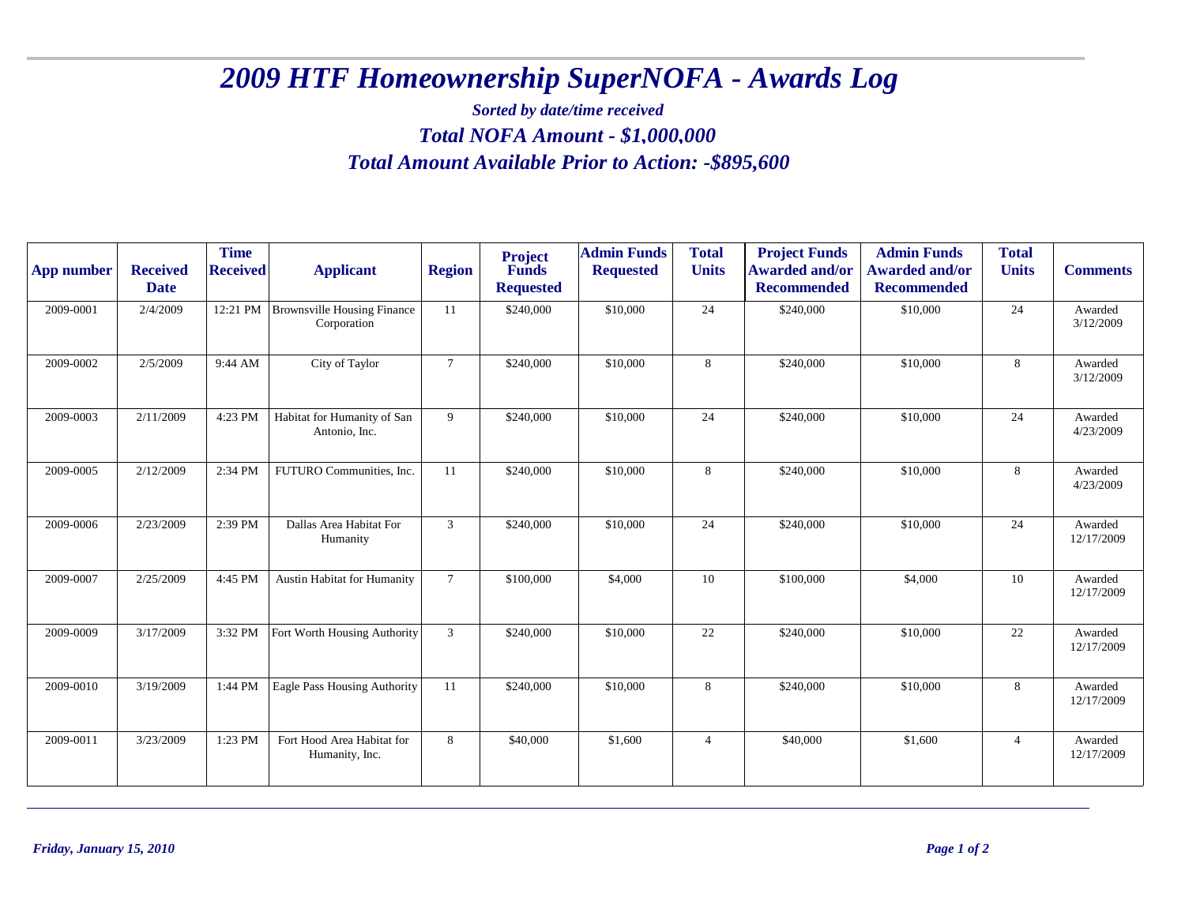# *2009 HTF Homeownership SuperNOFA - Awards Log*

***Sorted by date/time received***

## ***Total NOFA Amount - $1,000,000***

## ***Total Amount Available Prior to Action: -$895,600***

| App number | Received Date | Time Received | Applicant | Region | Project Funds Requested | Admin Funds Requested | Total Units | Project Funds Awarded and/or Recommended | Admin Funds Awarded and/or Recommended | Total Units | Comments |
|---|---|---|---|---|---|---|---|---|---|---|---|
| 2009-0001 | 2/4/2009 | 12:21 PM | Brownsville Housing Finance Corporation | 11 | $240,000 | $10,000 | 24 | $240,000 | $10,000 | 24 | Awarded 3/12/2009 |
| 2009-0002 | 2/5/2009 | 9:44 AM | City of Taylor | 7 | $240,000 | $10,000 | 8 | $240,000 | $10,000 | 8 | Awarded 3/12/2009 |
| 2009-0003 | 2/11/2009 | 4:23 PM | Habitat for Humanity of San Antonio, Inc. | 9 | $240,000 | $10,000 | 24 | $240,000 | $10,000 | 24 | Awarded 4/23/2009 |
| 2009-0005 | 2/12/2009 | 2:34 PM | FUTURO Communities, Inc. | 11 | $240,000 | $10,000 | 8 | $240,000 | $10,000 | 8 | Awarded 4/23/2009 |
| 2009-0006 | 2/23/2009 | 2:39 PM | Dallas Area Habitat For Humanity | 3 | $240,000 | $10,000 | 24 | $240,000 | $10,000 | 24 | Awarded 12/17/2009 |
| 2009-0007 | 2/25/2009 | 4:45 PM | Austin Habitat for Humanity | 7 | $100,000 | $4,000 | 10 | $100,000 | $4,000 | 10 | Awarded 12/17/2009 |
| 2009-0009 | 3/17/2009 | 3:32 PM | Fort Worth Housing Authority | 3 | $240,000 | $10,000 | 22 | $240,000 | $10,000 | 22 | Awarded 12/17/2009 |
| 2009-0010 | 3/19/2009 | 1:44 PM | Eagle Pass Housing Authority | 11 | $240,000 | $10,000 | 8 | $240,000 | $10,000 | 8 | Awarded 12/17/2009 |
| 2009-0011 | 3/23/2009 | 1:23 PM | Fort Hood Area Habitat for Humanity, Inc. | 8 | $40,000 | $1,600 | 4 | $40,000 | $1,600 | 4 | Awarded 12/17/2009 |

*Friday, January 15, 2010*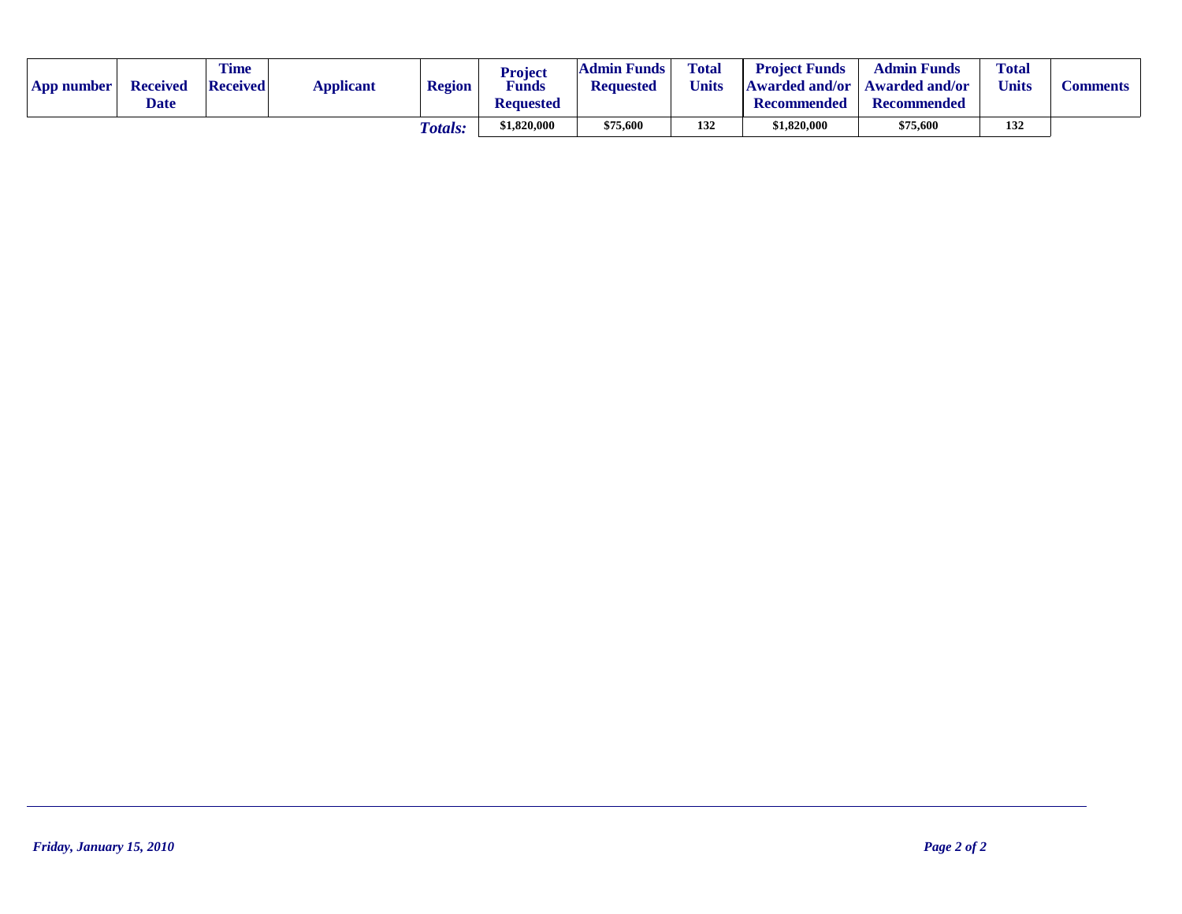| App number | Received Date | Time Received | Applicant | Region | Project Funds Requested | Admin Funds Requested | Total Units | Project Funds Awarded and/or Recommended | Admin Funds Awarded and/or Recommended | Total Units | Comments |
|---|---|---|---|---|---|---|---|---|---|---|---|
| | | | | ***Totals:*** | **$1,820,000** | **$75,600** | **132** | **$1,820,000** | **$75,600** | **132** | |

*Friday, January 15, 2010*